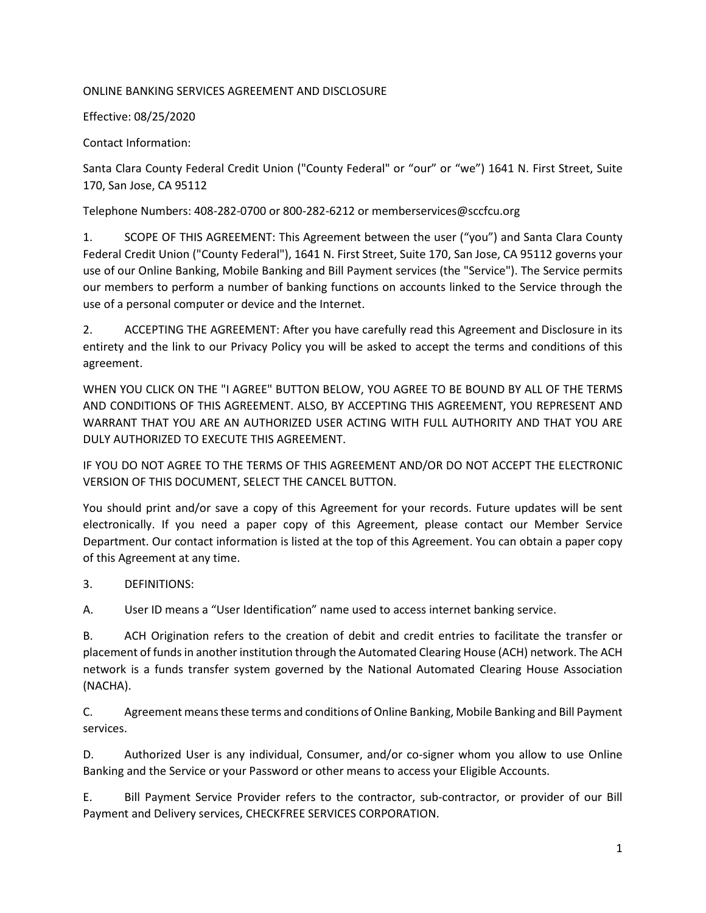# ONLINE BANKING SERVICES AGREEMENT AND DISCLOSURE

Effective: 08/25/2020

Contact Information:

Santa Clara County Federal Credit Union ("County Federal" or “our” or “we”) 1641 N. First Street, Suite 170, San Jose, CA 95112

Telephone Numbers: 408-282-0700 or 800-282-6212 or memberservices@sccfcu.org

1. SCOPE OF THIS AGREEMENT: This Agreement between the user (“you”) and Santa Clara County Federal Credit Union ("County Federal"), 1641 N. First Street, Suite 170, San Jose, CA 95112 governs your use of our Online Banking, Mobile Banking and Bill Payment services (the "Service"). The Service permits our members to perform a number of banking functions on accounts linked to the Service through the use of a personal computer or device and the Internet.

2. ACCEPTING THE AGREEMENT: After you have carefully read this Agreement and Disclosure in its entirety and the link to our Privacy Policy you will be asked to accept the terms and conditions of this agreement.

WHEN YOU CLICK ON THE "I AGREE" BUTTON BELOW, YOU AGREE TO BE BOUND BY ALL OF THE TERMS AND CONDITIONS OF THIS AGREEMENT. ALSO, BY ACCEPTING THIS AGREEMENT, YOU REPRESENT AND WARRANT THAT YOU ARE AN AUTHORIZED USER ACTING WITH FULL AUTHORITY AND THAT YOU ARE DULY AUTHORIZED TO EXECUTE THIS AGREEMENT.

IF YOU DO NOT AGREE TO THE TERMS OF THIS AGREEMENT AND/OR DO NOT ACCEPT THE ELECTRONIC VERSION OF THIS DOCUMENT, SELECT THE CANCEL BUTTON.

You should print and/or save a copy of this Agreement for your records. Future updates will be sent electronically. If you need a paper copy of this Agreement, please contact our Member Service Department. Our contact information is listed at the top of this Agreement. You can obtain a paper copy of this Agreement at any time.

3. DEFINITIONS:

A. User ID means a “User Identification” name used to access internet banking service.

B. ACH Origination refers to the creation of debit and credit entries to facilitate the transfer or placement of funds in another institution through the Automated Clearing House (ACH) network. The ACH network is a funds transfer system governed by the National Automated Clearing House Association (NACHA).

C. Agreement means these terms and conditions of Online Banking, Mobile Banking and Bill Payment services.

D. Authorized User is any individual, Consumer, and/or co-signer whom you allow to use Online Banking and the Service or your Password or other means to access your Eligible Accounts.

E. Bill Payment Service Provider refers to the contractor, sub-contractor, or provider of our Bill Payment and Delivery services, CHECKFREE SERVICES CORPORATION.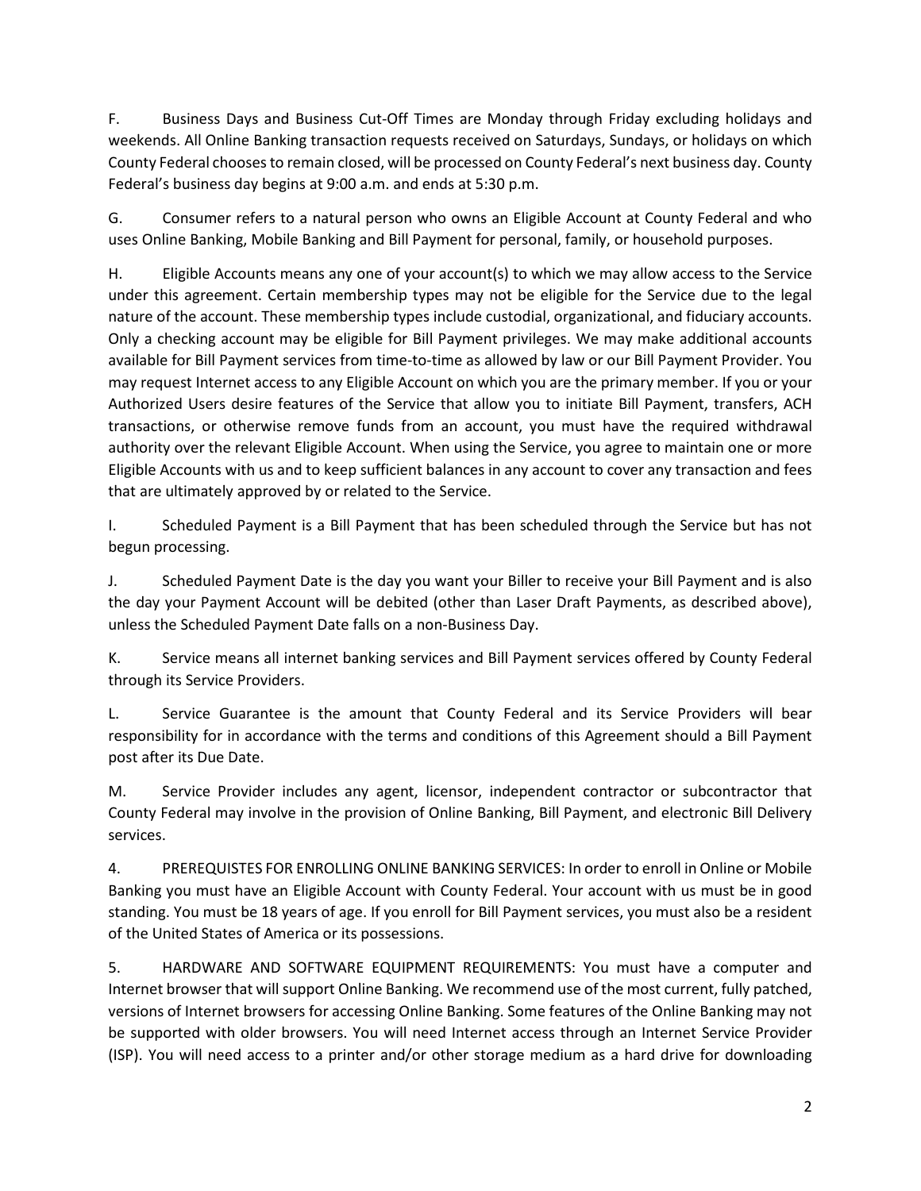F. Business Days and Business Cut-Off Times are Monday through Friday excluding holidays and weekends. All Online Banking transaction requests received on Saturdays, Sundays, or holidays on which County Federal chooses to remain closed, will be processed on County Federal's next business day. County Federal's business day begins at 9:00 a.m. and ends at 5:30 p.m.

G. Consumer refers to a natural person who owns an Eligible Account at County Federal and who uses Online Banking, Mobile Banking and Bill Payment for personal, family, or household purposes.

H. Eligible Accounts means any one of your account(s) to which we may allow access to the Service under this agreement. Certain membership types may not be eligible for the Service due to the legal nature of the account. These membership types include custodial, organizational, and fiduciary accounts. Only a checking account may be eligible for Bill Payment privileges. We may make additional accounts available for Bill Payment services from time-to-time as allowed by law or our Bill Payment Provider. You may request Internet access to any Eligible Account on which you are the primary member. If you or your Authorized Users desire features of the Service that allow you to initiate Bill Payment, transfers, ACH transactions, or otherwise remove funds from an account, you must have the required withdrawal authority over the relevant Eligible Account. When using the Service, you agree to maintain one or more Eligible Accounts with us and to keep sufficient balances in any account to cover any transaction and fees that are ultimately approved by or related to the Service.

I. Scheduled Payment is a Bill Payment that has been scheduled through the Service but has not begun processing.

J. Scheduled Payment Date is the day you want your Biller to receive your Bill Payment and is also the day your Payment Account will be debited (other than Laser Draft Payments, as described above), unless the Scheduled Payment Date falls on a non-Business Day.

K. Service means all internet banking services and Bill Payment services offered by County Federal through its Service Providers.

L. Service Guarantee is the amount that County Federal and its Service Providers will bear responsibility for in accordance with the terms and conditions of this Agreement should a Bill Payment post after its Due Date.

M. Service Provider includes any agent, licensor, independent contractor or subcontractor that County Federal may involve in the provision of Online Banking, Bill Payment, and electronic Bill Delivery services.

4. PREREQUISTES FOR ENROLLING ONLINE BANKING SERVICES: In order to enroll in Online or Mobile Banking you must have an Eligible Account with County Federal. Your account with us must be in good standing. You must be 18 years of age. If you enroll for Bill Payment services, you must also be a resident of the United States of America or its possessions.

5. HARDWARE AND SOFTWARE EQUIPMENT REQUIREMENTS: You must have a computer and Internet browser that will support Online Banking. We recommend use of the most current, fully patched, versions of Internet browsers for accessing Online Banking. Some features of the Online Banking may not be supported with older browsers. You will need Internet access through an Internet Service Provider (ISP). You will need access to a printer and/or other storage medium as a hard drive for downloading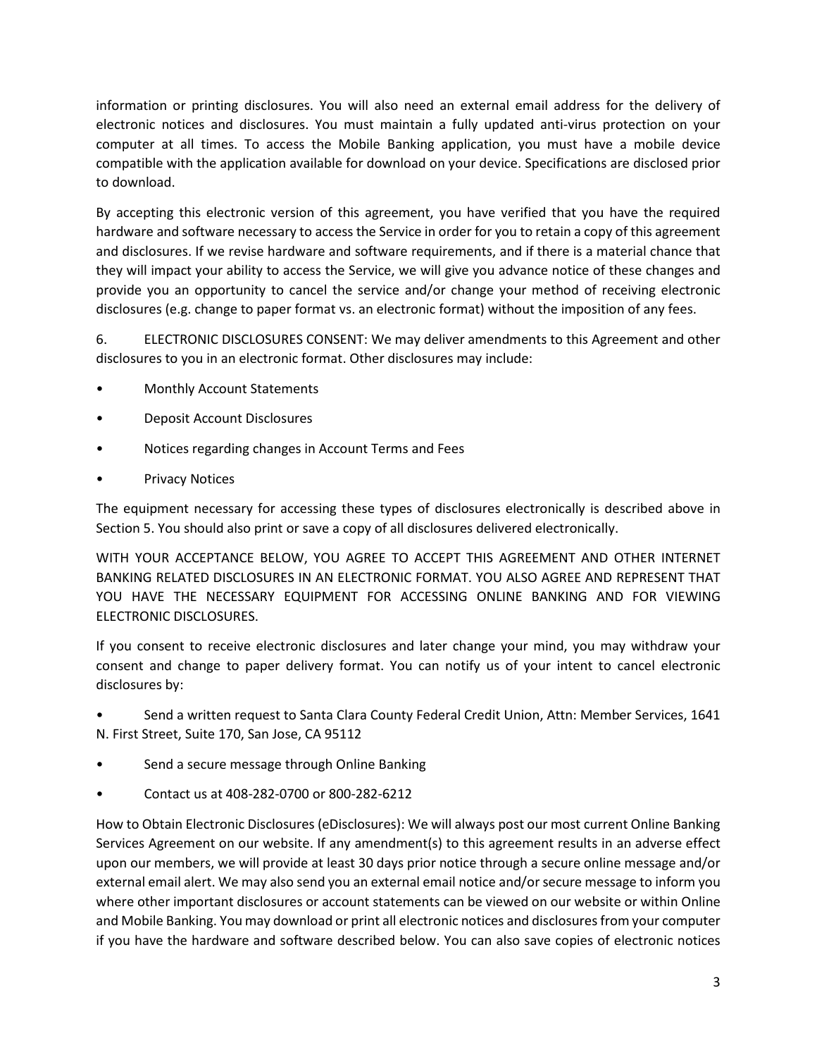information or printing disclosures. You will also need an external email address for the delivery of electronic notices and disclosures. You must maintain a fully updated anti-virus protection on your computer at all times. To access the Mobile Banking application, you must have a mobile device compatible with the application available for download on your device. Specifications are disclosed prior to download.

By accepting this electronic version of this agreement, you have verified that you have the required hardware and software necessary to access the Service in order for you to retain a copy of this agreement and disclosures. If we revise hardware and software requirements, and if there is a material chance that they will impact your ability to access the Service, we will give you advance notice of these changes and provide you an opportunity to cancel the service and/or change your method of receiving electronic disclosures (e.g. change to paper format vs. an electronic format) without the imposition of any fees.

6. ELECTRONIC DISCLOSURES CONSENT: We may deliver amendments to this Agreement and other disclosures to you in an electronic format. Other disclosures may include:

- Monthly Account Statements
- Deposit Account Disclosures
- Notices regarding changes in Account Terms and Fees
- Privacy Notices

The equipment necessary for accessing these types of disclosures electronically is described above in Section 5. You should also print or save a copy of all disclosures delivered electronically.

WITH YOUR ACCEPTANCE BELOW, YOU AGREE TO ACCEPT THIS AGREEMENT AND OTHER INTERNET BANKING RELATED DISCLOSURES IN AN ELECTRONIC FORMAT. YOU ALSO AGREE AND REPRESENT THAT YOU HAVE THE NECESSARY EQUIPMENT FOR ACCESSING ONLINE BANKING AND FOR VIEWING ELECTRONIC DISCLOSURES.

If you consent to receive electronic disclosures and later change your mind, you may withdraw your consent and change to paper delivery format. You can notify us of your intent to cancel electronic disclosures by:

- Send a written request to Santa Clara County Federal Credit Union, Attn: Member Services, 1641 N. First Street, Suite 170, San Jose, CA 95112
- Send a secure message through Online Banking
- Contact us at 408-282-0700 or 800-282-6212

How to Obtain Electronic Disclosures (eDisclosures): We will always post our most current Online Banking Services Agreement on our website. If any amendment(s) to this agreement results in an adverse effect upon our members, we will provide at least 30 days prior notice through a secure online message and/or external email alert. We may also send you an external email notice and/or secure message to inform you where other important disclosures or account statements can be viewed on our website or within Online and Mobile Banking. You may download or print all electronic notices and disclosures from your computer if you have the hardware and software described below. You can also save copies of electronic notices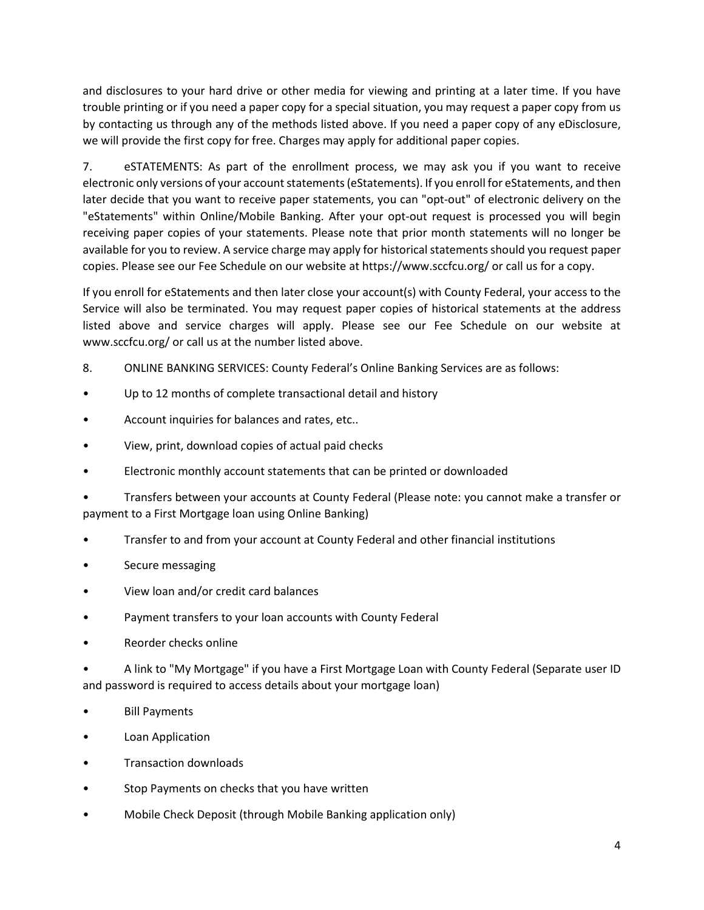and disclosures to your hard drive or other media for viewing and printing at a later time. If you have trouble printing or if you need a paper copy for a special situation, you may request a paper copy from us by contacting us through any of the methods listed above. If you need a paper copy of any eDisclosure, we will provide the first copy for free. Charges may apply for additional paper copies.

7. eSTATEMENTS: As part of the enrollment process, we may ask you if you want to receive electronic only versions of your account statements (eStatements). If you enroll for eStatements, and then later decide that you want to receive paper statements, you can "opt-out" of electronic delivery on the "eStatements" within Online/Mobile Banking. After your opt-out request is processed you will begin receiving paper copies of your statements. Please note that prior month statements will no longer be available for you to review. A service charge may apply for historical statements should you request paper copies. Please see our Fee Schedule on our website at https://www.sccfcu.org/ or call us for a copy.

If you enroll for eStatements and then later close your account(s) with County Federal, your access to the Service will also be terminated. You may request paper copies of historical statements at the address listed above and service charges will apply. Please see our Fee Schedule on our website at www.sccfcu.org/ or call us at the number listed above.

8. ONLINE BANKING SERVICES: County Federal's Online Banking Services are as follows:

- Up to 12 months of complete transactional detail and history
- Account inquiries for balances and rates, etc..
- View, print, download copies of actual paid checks
- Electronic monthly account statements that can be printed or downloaded
- Transfers between your accounts at County Federal (Please note: you cannot make a transfer or payment to a First Mortgage loan using Online Banking)
- Transfer to and from your account at County Federal and other financial institutions
- Secure messaging
- View loan and/or credit card balances
- Payment transfers to your loan accounts with County Federal
- Reorder checks online
- A link to "My Mortgage" if you have a First Mortgage Loan with County Federal (Separate user ID and password is required to access details about your mortgage loan)
- Bill Payments
- Loan Application
- Transaction downloads
- Stop Payments on checks that you have written
- Mobile Check Deposit (through Mobile Banking application only)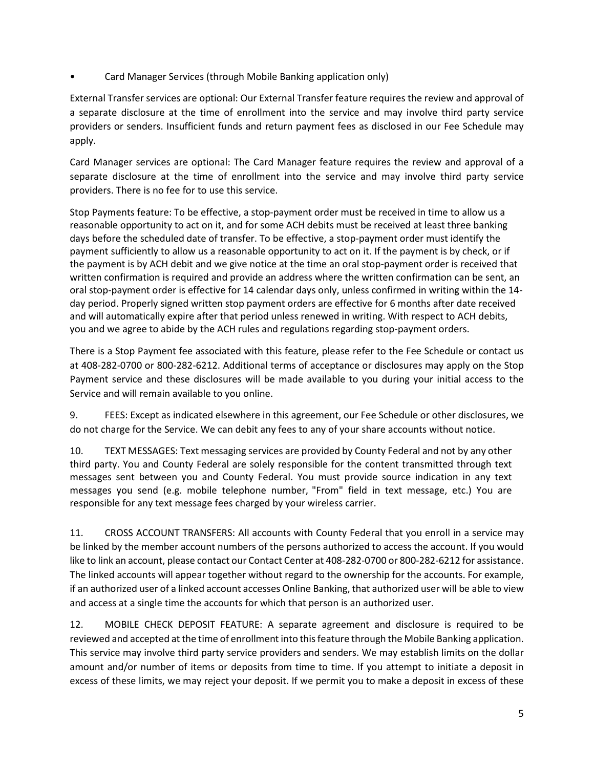- Card Manager Services (through Mobile Banking application only)

External Transfer services are optional: Our External Transfer feature requires the review and approval of a separate disclosure at the time of enrollment into the service and may involve third party service providers or senders. Insufficient funds and return payment fees as disclosed in our Fee Schedule may apply.

Card Manager services are optional: The Card Manager feature requires the review and approval of a separate disclosure at the time of enrollment into the service and may involve third party service providers. There is no fee for to use this service.

Stop Payments feature: To be effective, a stop-payment order must be received in time to allow us a reasonable opportunity to act on it, and for some ACH debits must be received at least three banking days before the scheduled date of transfer. To be effective, a stop-payment order must identify the payment sufficiently to allow us a reasonable opportunity to act on it. If the payment is by check, or if the payment is by ACH debit and we give notice at the time an oral stop-payment order is received that written confirmation is required and provide an address where the written confirmation can be sent, an oral stop-payment order is effective for 14 calendar days only, unless confirmed in writing within the 14-day period. Properly signed written stop payment orders are effective for 6 months after date received and will automatically expire after that period unless renewed in writing. With respect to ACH debits, you and we agree to abide by the ACH rules and regulations regarding stop-payment orders.

There is a Stop Payment fee associated with this feature, please refer to the Fee Schedule or contact us at 408-282-0700 or 800-282-6212. Additional terms of acceptance or disclosures may apply on the Stop Payment service and these disclosures will be made available to you during your initial access to the Service and will remain available to you online.

9. FEES: Except as indicated elsewhere in this agreement, our Fee Schedule or other disclosures, we do not charge for the Service. We can debit any fees to any of your share accounts without notice.

10. TEXT MESSAGES: Text messaging services are provided by County Federal and not by any other third party. You and County Federal are solely responsible for the content transmitted through text messages sent between you and County Federal. You must provide source indication in any text messages you send (e.g. mobile telephone number, "From" field in text message, etc.) You are responsible for any text message fees charged by your wireless carrier.

11. CROSS ACCOUNT TRANSFERS: All accounts with County Federal that you enroll in a service may be linked by the member account numbers of the persons authorized to access the account. If you would like to link an account, please contact our Contact Center at 408-282-0700 or 800-282-6212 for assistance. The linked accounts will appear together without regard to the ownership for the accounts. For example, if an authorized user of a linked account accesses Online Banking, that authorized user will be able to view and access at a single time the accounts for which that person is an authorized user.

12. MOBILE CHECK DEPOSIT FEATURE: A separate agreement and disclosure is required to be reviewed and accepted at the time of enrollment into this feature through the Mobile Banking application. This service may involve third party service providers and senders. We may establish limits on the dollar amount and/or number of items or deposits from time to time. If you attempt to initiate a deposit in excess of these limits, we may reject your deposit. If we permit you to make a deposit in excess of these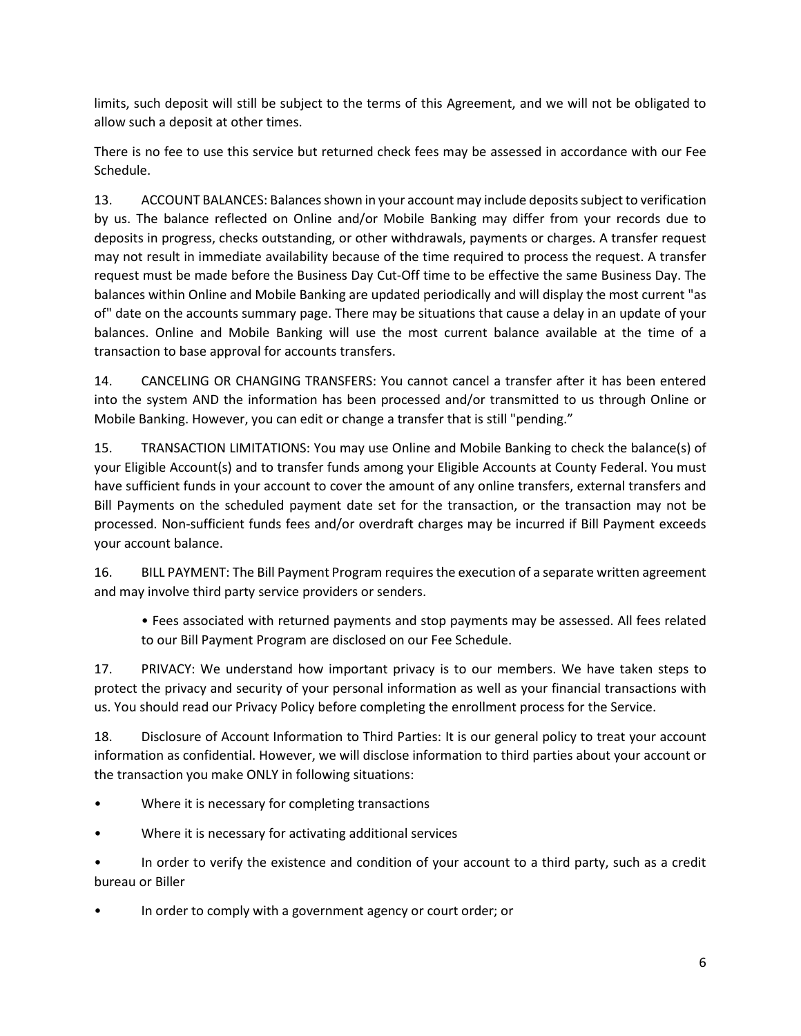limits, such deposit will still be subject to the terms of this Agreement, and we will not be obligated to allow such a deposit at other times.

There is no fee to use this service but returned check fees may be assessed in accordance with our Fee Schedule.

13. ACCOUNT BALANCES: Balances shown in your account may include deposits subject to verification by us. The balance reflected on Online and/or Mobile Banking may differ from your records due to deposits in progress, checks outstanding, or other withdrawals, payments or charges. A transfer request may not result in immediate availability because of the time required to process the request. A transfer request must be made before the Business Day Cut-Off time to be effective the same Business Day. The balances within Online and Mobile Banking are updated periodically and will display the most current "as of" date on the accounts summary page. There may be situations that cause a delay in an update of your balances. Online and Mobile Banking will use the most current balance available at the time of a transaction to base approval for accounts transfers.

14. CANCELING OR CHANGING TRANSFERS: You cannot cancel a transfer after it has been entered into the system AND the information has been processed and/or transmitted to us through Online or Mobile Banking. However, you can edit or change a transfer that is still "pending."

15. TRANSACTION LIMITATIONS: You may use Online and Mobile Banking to check the balance(s) of your Eligible Account(s) and to transfer funds among your Eligible Accounts at County Federal. You must have sufficient funds in your account to cover the amount of any online transfers, external transfers and Bill Payments on the scheduled payment date set for the transaction, or the transaction may not be processed. Non-sufficient funds fees and/or overdraft charges may be incurred if Bill Payment exceeds your account balance.

16. BILL PAYMENT: The Bill Payment Program requires the execution of a separate written agreement and may involve third party service providers or senders.

- Fees associated with returned payments and stop payments may be assessed. All fees related to our Bill Payment Program are disclosed on our Fee Schedule.

17. PRIVACY: We understand how important privacy is to our members. We have taken steps to protect the privacy and security of your personal information as well as your financial transactions with us. You should read our Privacy Policy before completing the enrollment process for the Service.

18. Disclosure of Account Information to Third Parties: It is our general policy to treat your account information as confidential. However, we will disclose information to third parties about your account or the transaction you make ONLY in following situations:

- Where it is necessary for completing transactions
- Where it is necessary for activating additional services
- In order to verify the existence and condition of your account to a third party, such as a credit bureau or Biller
- In order to comply with a government agency or court order; or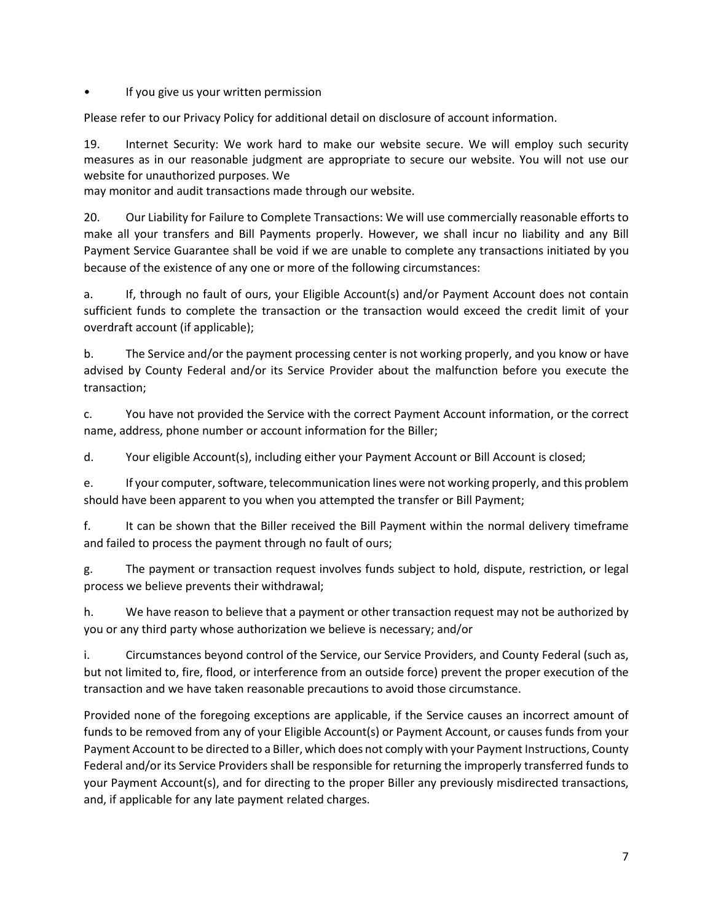- If you give us your written permission

Please refer to our Privacy Policy for additional detail on disclosure of account information.

19. Internet Security: We work hard to make our website secure. We will employ such security measures as in our reasonable judgment are appropriate to secure our website. You will not use our website for unauthorized purposes. We may monitor and audit transactions made through our website.

20. Our Liability for Failure to Complete Transactions: We will use commercially reasonable efforts to make all your transfers and Bill Payments properly. However, we shall incur no liability and any Bill Payment Service Guarantee shall be void if we are unable to complete any transactions initiated by you because of the existence of any one or more of the following circumstances:

a. If, through no fault of ours, your Eligible Account(s) and/or Payment Account does not contain sufficient funds to complete the transaction or the transaction would exceed the credit limit of your overdraft account (if applicable);

b. The Service and/or the payment processing center is not working properly, and you know or have advised by County Federal and/or its Service Provider about the malfunction before you execute the transaction;

c. You have not provided the Service with the correct Payment Account information, or the correct name, address, phone number or account information for the Biller;

d. Your eligible Account(s), including either your Payment Account or Bill Account is closed;

e. If your computer, software, telecommunication lines were not working properly, and this problem should have been apparent to you when you attempted the transfer or Bill Payment;

f. It can be shown that the Biller received the Bill Payment within the normal delivery timeframe and failed to process the payment through no fault of ours;

g. The payment or transaction request involves funds subject to hold, dispute, restriction, or legal process we believe prevents their withdrawal;

h. We have reason to believe that a payment or other transaction request may not be authorized by you or any third party whose authorization we believe is necessary; and/or

i. Circumstances beyond control of the Service, our Service Providers, and County Federal (such as, but not limited to, fire, flood, or interference from an outside force) prevent the proper execution of the transaction and we have taken reasonable precautions to avoid those circumstance.

Provided none of the foregoing exceptions are applicable, if the Service causes an incorrect amount of funds to be removed from any of your Eligible Account(s) or Payment Account, or causes funds from your Payment Account to be directed to a Biller, which does not comply with your Payment Instructions, County Federal and/or its Service Providers shall be responsible for returning the improperly transferred funds to your Payment Account(s), and for directing to the proper Biller any previously misdirected transactions, and, if applicable for any late payment related charges.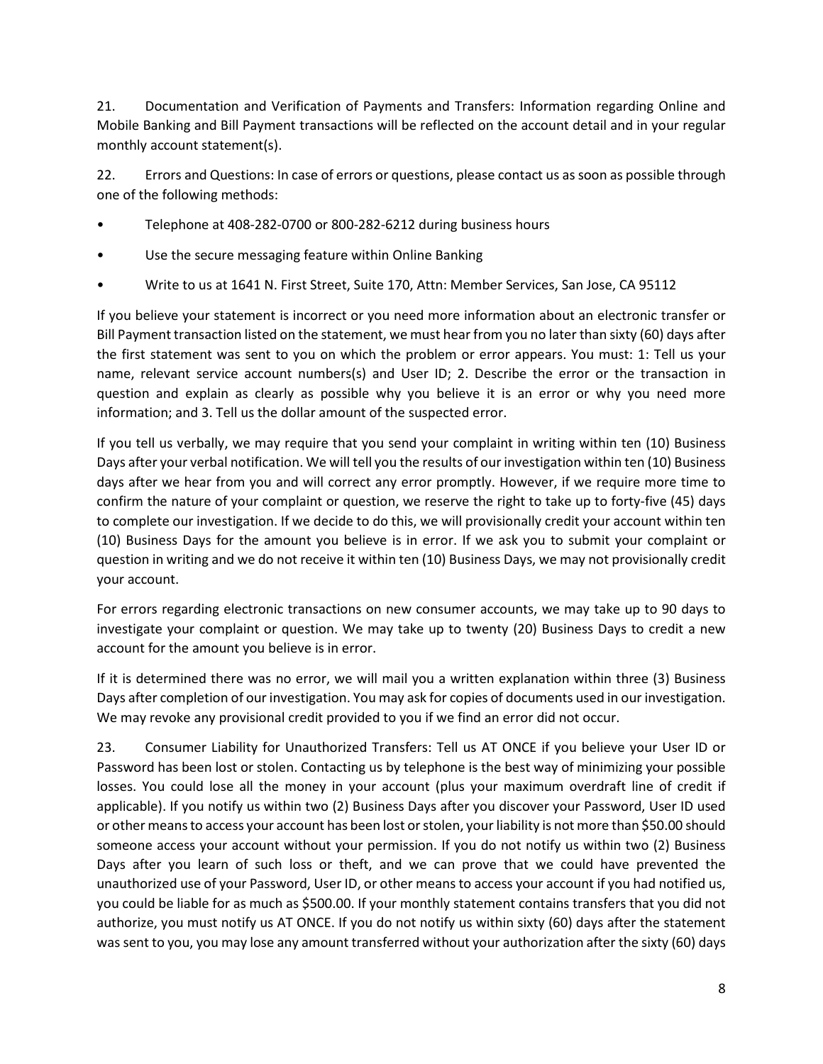21. Documentation and Verification of Payments and Transfers: Information regarding Online and Mobile Banking and Bill Payment transactions will be reflected on the account detail and in your regular monthly account statement(s).

22. Errors and Questions: In case of errors or questions, please contact us as soon as possible through one of the following methods:

- Telephone at 408-282-0700 or 800-282-6212 during business hours
- Use the secure messaging feature within Online Banking
- Write to us at 1641 N. First Street, Suite 170, Attn: Member Services, San Jose, CA 95112

If you believe your statement is incorrect or you need more information about an electronic transfer or Bill Payment transaction listed on the statement, we must hear from you no later than sixty (60) days after the first statement was sent to you on which the problem or error appears. You must: 1: Tell us your name, relevant service account numbers(s) and User ID; 2. Describe the error or the transaction in question and explain as clearly as possible why you believe it is an error or why you need more information; and 3. Tell us the dollar amount of the suspected error.

If you tell us verbally, we may require that you send your complaint in writing within ten (10) Business Days after your verbal notification. We will tell you the results of our investigation within ten (10) Business days after we hear from you and will correct any error promptly. However, if we require more time to confirm the nature of your complaint or question, we reserve the right to take up to forty-five (45) days to complete our investigation. If we decide to do this, we will provisionally credit your account within ten (10) Business Days for the amount you believe is in error. If we ask you to submit your complaint or question in writing and we do not receive it within ten (10) Business Days, we may not provisionally credit your account.

For errors regarding electronic transactions on new consumer accounts, we may take up to 90 days to investigate your complaint or question. We may take up to twenty (20) Business Days to credit a new account for the amount you believe is in error.

If it is determined there was no error, we will mail you a written explanation within three (3) Business Days after completion of our investigation. You may ask for copies of documents used in our investigation. We may revoke any provisional credit provided to you if we find an error did not occur.

23. Consumer Liability for Unauthorized Transfers: Tell us AT ONCE if you believe your User ID or Password has been lost or stolen. Contacting us by telephone is the best way of minimizing your possible losses. You could lose all the money in your account (plus your maximum overdraft line of credit if applicable). If you notify us within two (2) Business Days after you discover your Password, User ID used or other means to access your account has been lost or stolen, your liability is not more than $50.00 should someone access your account without your permission. If you do not notify us within two (2) Business Days after you learn of such loss or theft, and we can prove that we could have prevented the unauthorized use of your Password, User ID, or other means to access your account if you had notified us, you could be liable for as much as $500.00. If your monthly statement contains transfers that you did not authorize, you must notify us AT ONCE. If you do not notify us within sixty (60) days after the statement was sent to you, you may lose any amount transferred without your authorization after the sixty (60) days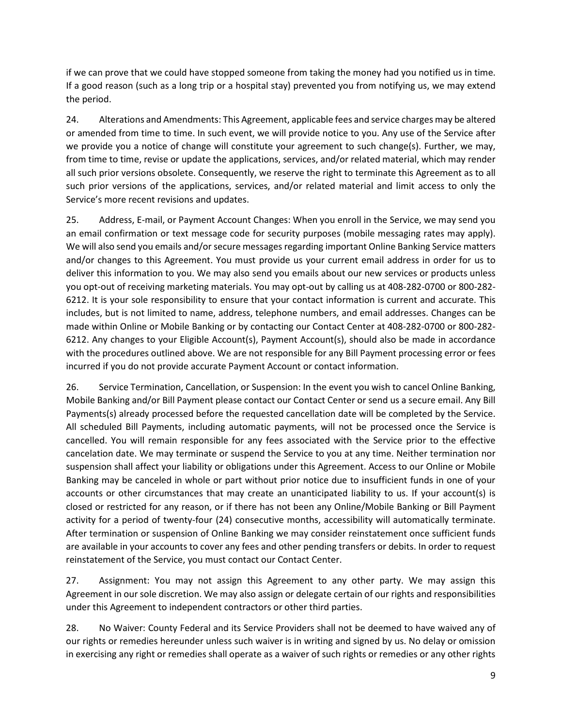if we can prove that we could have stopped someone from taking the money had you notified us in time. If a good reason (such as a long trip or a hospital stay) prevented you from notifying us, we may extend the period.

24. Alterations and Amendments: This Agreement, applicable fees and service charges may be altered or amended from time to time. In such event, we will provide notice to you. Any use of the Service after we provide you a notice of change will constitute your agreement to such change(s). Further, we may, from time to time, revise or update the applications, services, and/or related material, which may render all such prior versions obsolete. Consequently, we reserve the right to terminate this Agreement as to all such prior versions of the applications, services, and/or related material and limit access to only the Service's more recent revisions and updates.

25. Address, E-mail, or Payment Account Changes: When you enroll in the Service, we may send you an email confirmation or text message code for security purposes (mobile messaging rates may apply). We will also send you emails and/or secure messages regarding important Online Banking Service matters and/or changes to this Agreement. You must provide us your current email address in order for us to deliver this information to you. We may also send you emails about our new services or products unless you opt-out of receiving marketing materials. You may opt-out by calling us at 408-282-0700 or 800-282-6212. It is your sole responsibility to ensure that your contact information is current and accurate. This includes, but is not limited to name, address, telephone numbers, and email addresses. Changes can be made within Online or Mobile Banking or by contacting our Contact Center at 408-282-0700 or 800-282-6212. Any changes to your Eligible Account(s), Payment Account(s), should also be made in accordance with the procedures outlined above. We are not responsible for any Bill Payment processing error or fees incurred if you do not provide accurate Payment Account or contact information.

26. Service Termination, Cancellation, or Suspension: In the event you wish to cancel Online Banking, Mobile Banking and/or Bill Payment please contact our Contact Center or send us a secure email. Any Bill Payments(s) already processed before the requested cancellation date will be completed by the Service. All scheduled Bill Payments, including automatic payments, will not be processed once the Service is cancelled. You will remain responsible for any fees associated with the Service prior to the effective cancelation date. We may terminate or suspend the Service to you at any time. Neither termination nor suspension shall affect your liability or obligations under this Agreement. Access to our Online or Mobile Banking may be canceled in whole or part without prior notice due to insufficient funds in one of your accounts or other circumstances that may create an unanticipated liability to us. If your account(s) is closed or restricted for any reason, or if there has not been any Online/Mobile Banking or Bill Payment activity for a period of twenty-four (24) consecutive months, accessibility will automatically terminate. After termination or suspension of Online Banking we may consider reinstatement once sufficient funds are available in your accounts to cover any fees and other pending transfers or debits. In order to request reinstatement of the Service, you must contact our Contact Center.

27. Assignment: You may not assign this Agreement to any other party. We may assign this Agreement in our sole discretion. We may also assign or delegate certain of our rights and responsibilities under this Agreement to independent contractors or other third parties.

28. No Waiver: County Federal and its Service Providers shall not be deemed to have waived any of our rights or remedies hereunder unless such waiver is in writing and signed by us. No delay or omission in exercising any right or remedies shall operate as a waiver of such rights or remedies or any other rights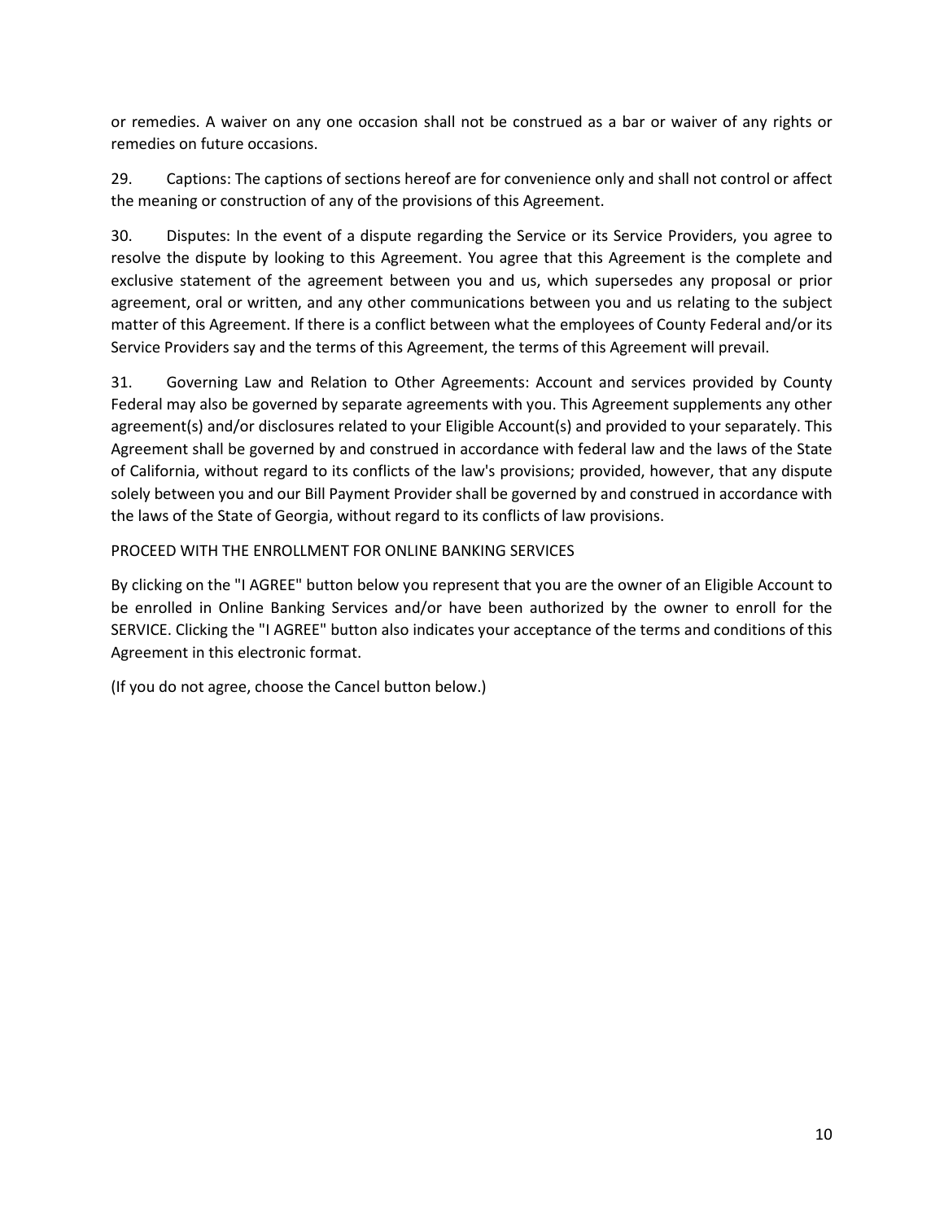or remedies. A waiver on any one occasion shall not be construed as a bar or waiver of any rights or remedies on future occasions.

29. Captions: The captions of sections hereof are for convenience only and shall not control or affect the meaning or construction of any of the provisions of this Agreement.

30. Disputes: In the event of a dispute regarding the Service or its Service Providers, you agree to resolve the dispute by looking to this Agreement. You agree that this Agreement is the complete and exclusive statement of the agreement between you and us, which supersedes any proposal or prior agreement, oral or written, and any other communications between you and us relating to the subject matter of this Agreement. If there is a conflict between what the employees of County Federal and/or its Service Providers say and the terms of this Agreement, the terms of this Agreement will prevail.

31. Governing Law and Relation to Other Agreements: Account and services provided by County Federal may also be governed by separate agreements with you. This Agreement supplements any other agreement(s) and/or disclosures related to your Eligible Account(s) and provided to your separately. This Agreement shall be governed by and construed in accordance with federal law and the laws of the State of California, without regard to its conflicts of the law's provisions; provided, however, that any dispute solely between you and our Bill Payment Provider shall be governed by and construed in accordance with the laws of the State of Georgia, without regard to its conflicts of law provisions.

PROCEED WITH THE ENROLLMENT FOR ONLINE BANKING SERVICES

By clicking on the "I AGREE" button below you represent that you are the owner of an Eligible Account to be enrolled in Online Banking Services and/or have been authorized by the owner to enroll for the SERVICE. Clicking the "I AGREE" button also indicates your acceptance of the terms and conditions of this Agreement in this electronic format.

(If you do not agree, choose the Cancel button below.)